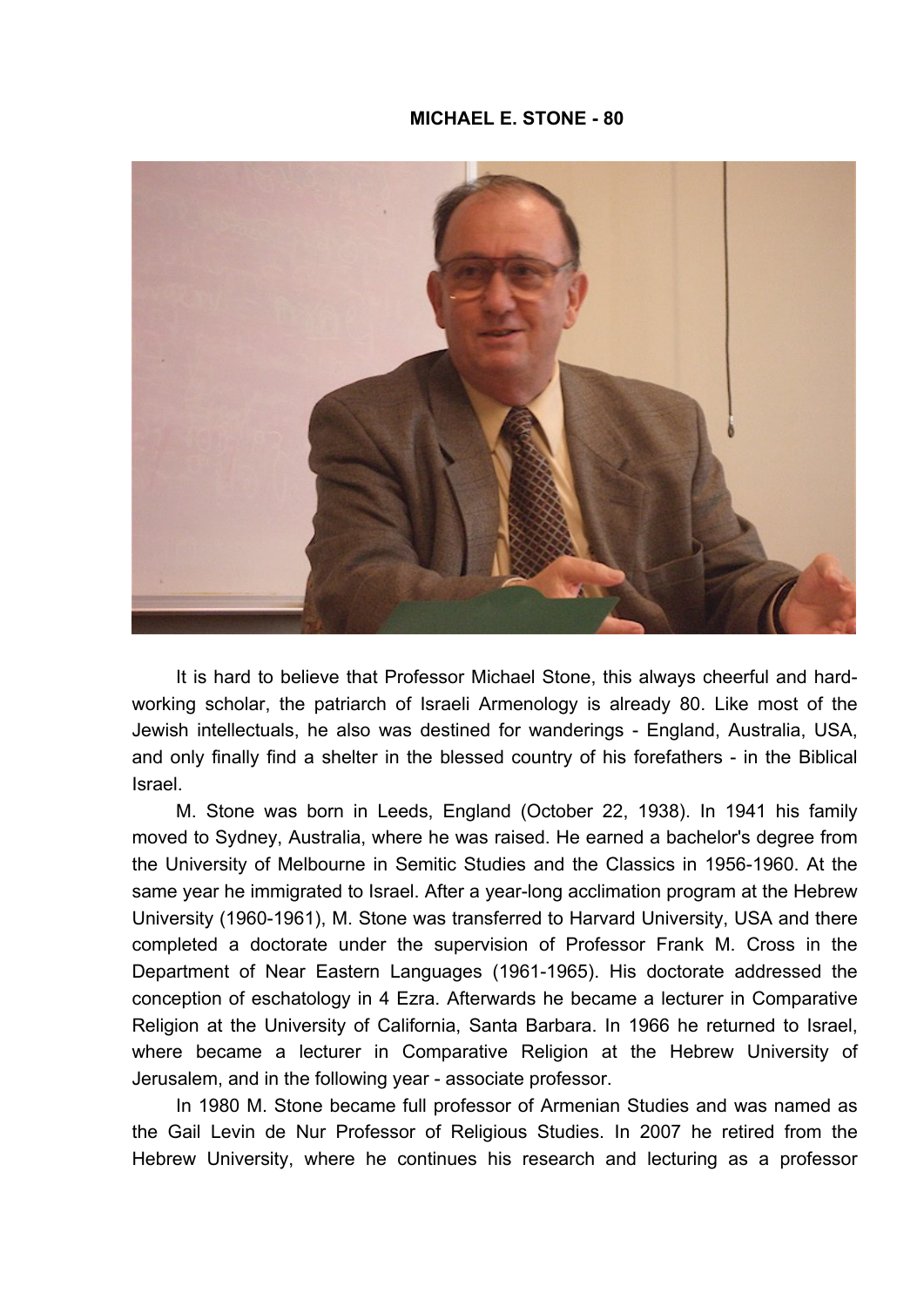**MICHAEL E. STONE - 80**

It is hard to believe that Professor Michael Stone, this always cheerful and hard-working scholar, the patriarch of Israeli Armenology is already 80. Like most of the Jewish intellectuals, he also was destined for wanderings - England, Australia, USA, and only finally find a shelter in the blessed country of his forefathers - in the Biblical Israel.

M. Stone was born in Leeds, England (October 22, 1938). In 1941 his family moved to Sydney, Australia, where he was raised. He earned a bachelor's degree from the University of Melbourne in Semitic Studies and the Classics in 1956-1960. At the same year he immigrated to Israel. After a year-long acclimation program at the Hebrew University (1960-1961), M. Stone was transferred to Harvard University, USA and there completed a doctorate under the supervision of Professor Frank M. Cross in the Department of Near Eastern Languages (1961-1965). His doctorate addressed the conception of eschatology in 4 Ezra. Afterwards he became a lecturer in Comparative Religion at the University of California, Santa Barbara. In 1966 he returned to Israel, where became a lecturer in Comparative Religion at the Hebrew University of Jerusalem, and in the following year - associate professor.

In 1980 M. Stone became full professor of Armenian Studies and was named as the Gail Levin de Nur Professor of Religious Studies. In 2007 he retired from the Hebrew University, where he continues his research and lecturing as a professor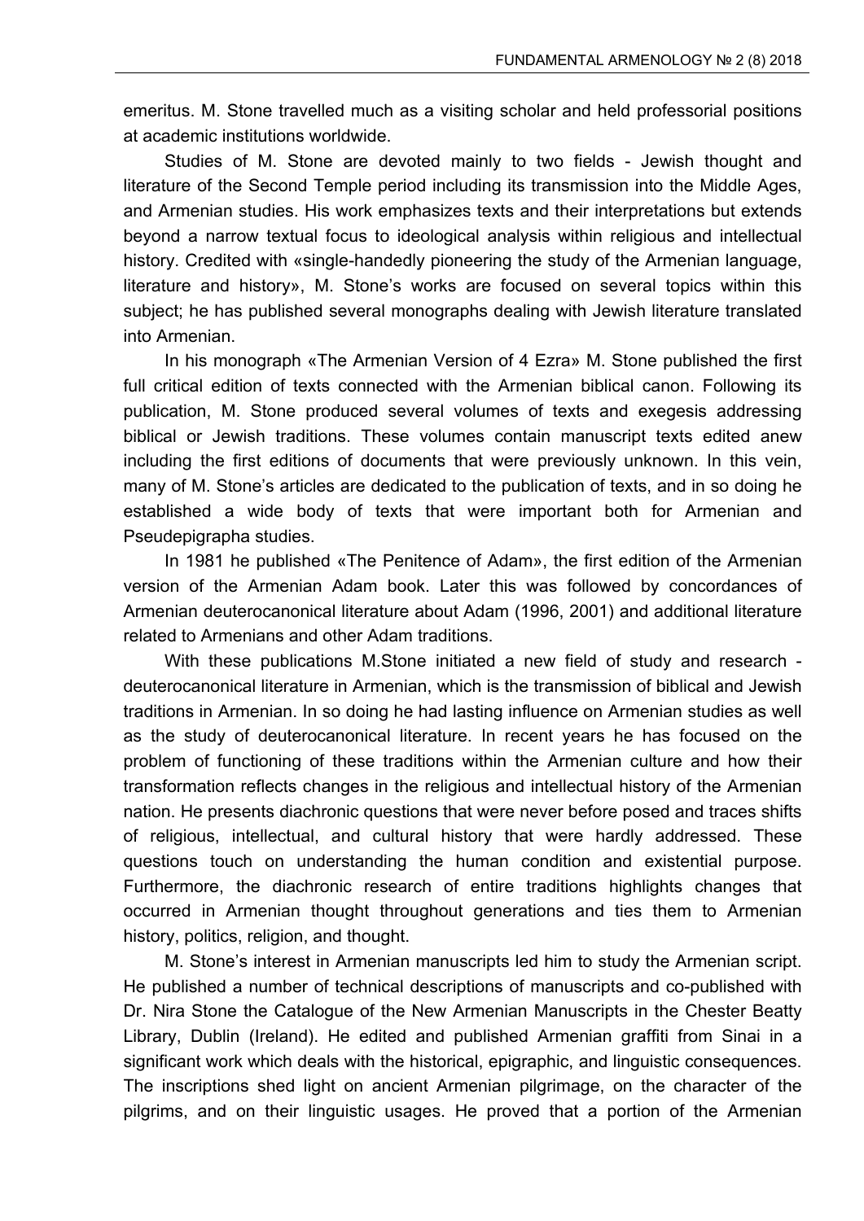emeritus. M. Stone travelled much as a visiting scholar and held professorial positions at academic institutions worldwide.

Studies of M. Stone are devoted mainly to two fields - Jewish thought and literature of the Second Temple period including its transmission into the Middle Ages, and Armenian studies. His work emphasizes texts and their interpretations but extends beyond a narrow textual focus to ideological analysis within religious and intellectual history. Credited with «single-handedly pioneering the study of the Armenian language, literature and history», M. Stone's works are focused on several topics within this subject; he has published several monographs dealing with Jewish literature translated into Armenian.

In his monograph «The Armenian Version of 4 Ezra» M. Stone published the first full critical edition of texts connected with the Armenian biblical canon. Following its publication, M. Stone produced several volumes of texts and exegesis addressing biblical or Jewish traditions. These volumes contain manuscript texts edited anew including the first editions of documents that were previously unknown. In this vein, many of M. Stone's articles are dedicated to the publication of texts, and in so doing he established a wide body of texts that were important both for Armenian and Pseudepigrapha studies.

In 1981 he published «The Penitence of Adam», the first edition of the Armenian version of the Armenian Adam book. Later this was followed by concordances of Armenian deuterocanonical literature about Adam (1996, 2001) and additional literature related to Armenians and other Adam traditions.

With these publications M.Stone initiated a new field of study and research - deuterocanonical literature in Armenian, which is the transmission of biblical and Jewish traditions in Armenian. In so doing he had lasting influence on Armenian studies as well as the study of deuterocanonical literature. In recent years he has focused on the problem of functioning of these traditions within the Armenian culture and how their transformation reflects changes in the religious and intellectual history of the Armenian nation. He presents diachronic questions that were never before posed and traces shifts of religious, intellectual, and cultural history that were hardly addressed. These questions touch on understanding the human condition and existential purpose. Furthermore, the diachronic research of entire traditions highlights changes that occurred in Armenian thought throughout generations and ties them to Armenian history, politics, religion, and thought.

M. Stone's interest in Armenian manuscripts led him to study the Armenian script. He published a number of technical descriptions of manuscripts and co-published with Dr. Nira Stone the Catalogue of the New Armenian Manuscripts in the Chester Beatty Library, Dublin (Ireland). He edited and published Armenian graffiti from Sinai in a significant work which deals with the historical, epigraphic, and linguistic consequences. The inscriptions shed light on ancient Armenian pilgrimage, on the character of the pilgrims, and on their linguistic usages. He proved that a portion of the Armenian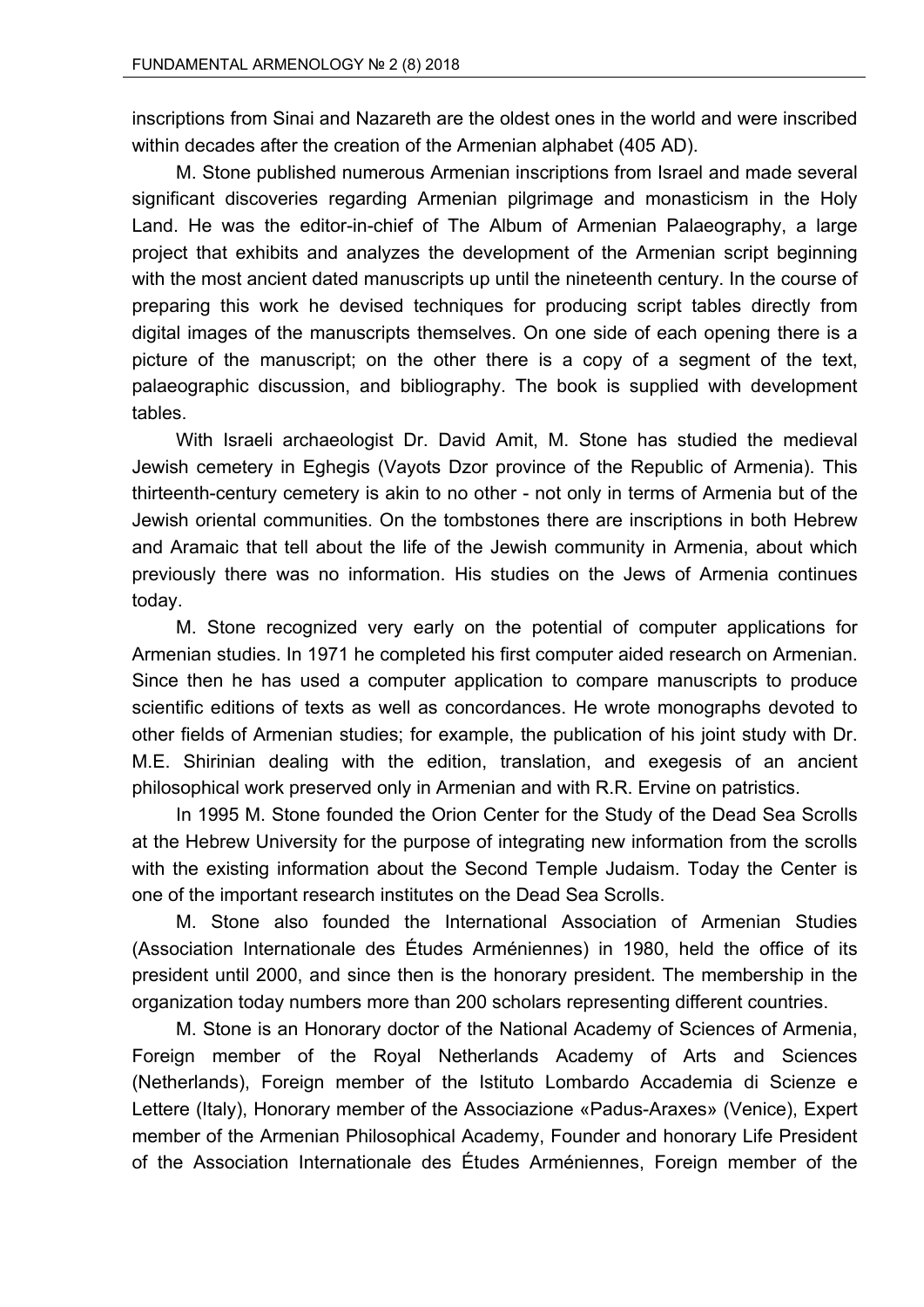inscriptions from Sinai and Nazareth are the oldest ones in the world and were inscribed within decades after the creation of the Armenian alphabet (405 AD).

M. Stone published numerous Armenian inscriptions from Israel and made several significant discoveries regarding Armenian pilgrimage and monasticism in the Holy Land. He was the editor-in-chief of The Album of Armenian Palaeography, a large project that exhibits and analyzes the development of the Armenian script beginning with the most ancient dated manuscripts up until the nineteenth century. In the course of preparing this work he devised techniques for producing script tables directly from digital images of the manuscripts themselves. On one side of each opening there is a picture of the manuscript; on the other there is a copy of a segment of the text, palaeographic discussion, and bibliography. The book is supplied with development tables.

With Israeli archaeologist Dr. David Amit, M. Stone has studied the medieval Jewish cemetery in Eghegis (Vayots Dzor province of the Republic of Armenia). This thirteenth-century cemetery is akin to no other - not only in terms of Armenia but of the Jewish oriental communities. On the tombstones there are inscriptions in both Hebrew and Aramaic that tell about the life of the Jewish community in Armenia, about which previously there was no information. His studies on the Jews of Armenia continues today.

M. Stone recognized very early on the potential of computer applications for Armenian studies. In 1971 he completed his first computer aided research on Armenian. Since then he has used a computer application to compare manuscripts to produce scientific editions of texts as well as concordances. He wrote monographs devoted to other fields of Armenian studies; for example, the publication of his joint study with Dr. M.E. Shirinian dealing with the edition, translation, and exegesis of an ancient philosophical work preserved only in Armenian and with R.R. Ervine on patristics.

In 1995 M. Stone founded the Orion Center for the Study of the Dead Sea Scrolls at the Hebrew University for the purpose of integrating new information from the scrolls with the existing information about the Second Temple Judaism. Today the Center is one of the important research institutes on the Dead Sea Scrolls.

M. Stone also founded the International Association of Armenian Studies (Association Internationale des Études Arméniennes) in 1980, held the office of its president until 2000, and since then is the honorary president. The membership in the organization today numbers more than 200 scholars representing different countries.

M. Stone is an Honorary doctor of the National Academy of Sciences of Armenia, Foreign member of the Royal Netherlands Academy of Arts and Sciences (Netherlands), Foreign member of the Istituto Lombardo Accademia di Scienze e Lettere (Italy), Honorary member of the Associazione «Padus-Araxes» (Venice), Expert member of the Armenian Philosophical Academy, Founder and honorary Life President of the Association Internationale des Études Arméniennes, Foreign member of the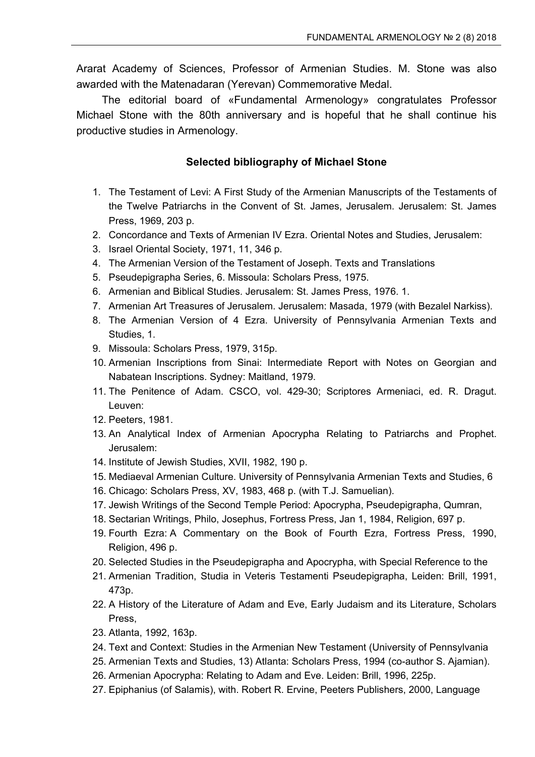Ararat Academy of Sciences, Professor of Armenian Studies. M. Stone was also awarded with the Matenadaran (Yerevan) Commemorative Medal.

The editorial board of «Fundamental Armenology» congratulates Professor Michael Stone with the 80th anniversary and is hopeful that he shall continue his productive studies in Armenology.

### Selected bibliography of Michael Stone

1. The Testament of Levi: A First Study of the Armenian Manuscripts of the Testaments of the Twelve Patriarchs in the Convent of St. James, Jerusalem. Jerusalem: St. James Press, 1969, 203 p.
2. Concordance and Texts of Armenian IV Ezra. Oriental Notes and Studies, Jerusalem:
3. Israel Oriental Society, 1971, 11, 346 p.
4. The Armenian Version of the Testament of Joseph. Texts and Translations
5. Pseudepigrapha Series, 6. Missoula: Scholars Press, 1975.
6. Armenian and Biblical Studies. Jerusalem: St. James Press, 1976. 1.
7. Armenian Art Treasures of Jerusalem. Jerusalem: Masada, 1979 (with Bezalel Narkiss).
8. The Armenian Version of 4 Ezra. University of Pennsylvania Armenian Texts and Studies, 1.
9. Missoula: Scholars Press, 1979, 315p.
10. Armenian Inscriptions from Sinai: Intermediate Report with Notes on Georgian and Nabatean Inscriptions. Sydney: Maitland, 1979.
11. The Penitence of Adam. CSCO, vol. 429-30; Scriptores Armeniaci, ed. R. Dragut. Leuven:
12. Peeters, 1981.
13. An Analytical Index of Armenian Apocrypha Relating to Patriarchs and Prophet. Jerusalem:
14. Institute of Jewish Studies, XVII, 1982, 190 p.
15. Mediaeval Armenian Culture. University of Pennsylvania Armenian Texts and Studies, 6
16. Chicago: Scholars Press, XV, 1983, 468 p. (with T.J. Samuelian).
17. Jewish Writings of the Second Temple Period: Apocrypha, Pseudepigrapha, Qumran,
18. Sectarian Writings, Philo, Josephus, Fortress Press, Jan 1, 1984, Religion, 697 p.
19. Fourth Ezra: A Commentary on the Book of Fourth Ezra, Fortress Press, 1990, Religion, 496 p.
20. Selected Studies in the Pseudepigrapha and Apocrypha, with Special Reference to the
21. Armenian Tradition, Studia in Veteris Testamenti Pseudepigrapha, Leiden: Brill, 1991, 473p.
22. A History of the Literature of Adam and Eve, Early Judaism and its Literature, Scholars Press,
23. Atlanta, 1992, 163p.
24. Text and Context: Studies in the Armenian New Testament (University of Pennsylvania
25. Armenian Texts and Studies, 13) Atlanta: Scholars Press, 1994 (co-author S. Ajamian).
26. Armenian Apocrypha: Relating to Adam and Eve. Leiden: Brill, 1996, 225p.
27. Epiphanius (of Salamis), with. Robert R. Ervine, Peeters Publishers, 2000, Language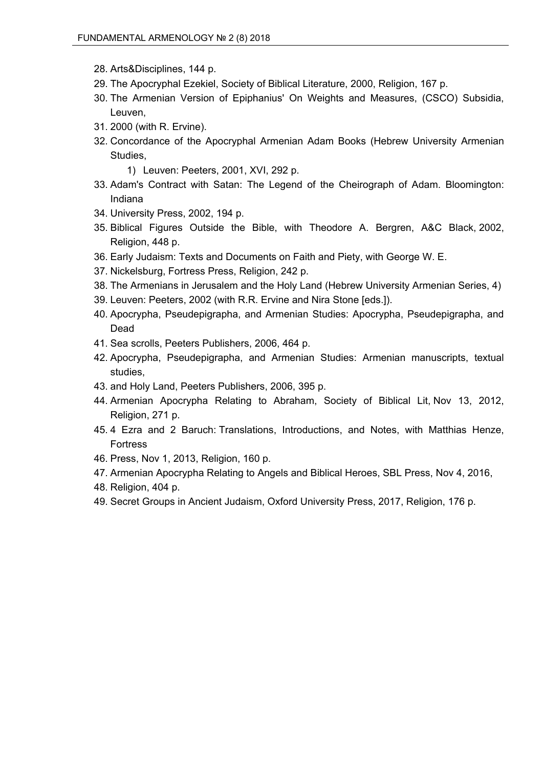28. Arts&Disciplines, 144 p.
29. The Apocryphal Ezekiel, Society of Biblical Literature, 2000, Religion, 167 p.
30. The Armenian Version of Epiphanius' On Weights and Measures, (CSCO) Subsidia, Leuven,
31. 2000 (with R. Ervine).
32. Concordance of the Apocryphal Armenian Adam Books (Hebrew University Armenian Studies,
    1) Leuven: Peeters, 2001, XVI, 292 p.
33. Adam's Contract with Satan: The Legend of the Cheirograph of Adam. Bloomington: Indiana
34. University Press, 2002, 194 p.
35. Biblical Figures Outside the Bible, with Theodore A. Bergren, A&C Black, 2002, Religion, 448 p.
36. Early Judaism: Texts and Documents on Faith and Piety, with George W. E.
37. Nickelsburg, Fortress Press, Religion, 242 p.
38. The Armenians in Jerusalem and the Holy Land (Hebrew University Armenian Series, 4)
39. Leuven: Peeters, 2002 (with R.R. Ervine and Nira Stone [eds.]).
40. Apocrypha, Pseudepigrapha, and Armenian Studies: Apocrypha, Pseudepigrapha, and Dead
41. Sea scrolls, Peeters Publishers, 2006, 464 p.
42. Apocrypha, Pseudepigrapha, and Armenian Studies: Armenian manuscripts, textual studies,
43. and Holy Land, Peeters Publishers, 2006, 395 p.
44. Armenian Apocrypha Relating to Abraham, Society of Biblical Lit, Nov 13, 2012, Religion, 271 p.
45. 4 Ezra and 2 Baruch: Translations, Introductions, and Notes, with Matthias Henze, Fortress
46. Press, Nov 1, 2013, Religion, 160 p.
47. Armenian Apocrypha Relating to Angels and Biblical Heroes, SBL Press, Nov 4, 2016,
48. Religion, 404 p.
49. Secret Groups in Ancient Judaism, Oxford University Press, 2017, Religion, 176 p.